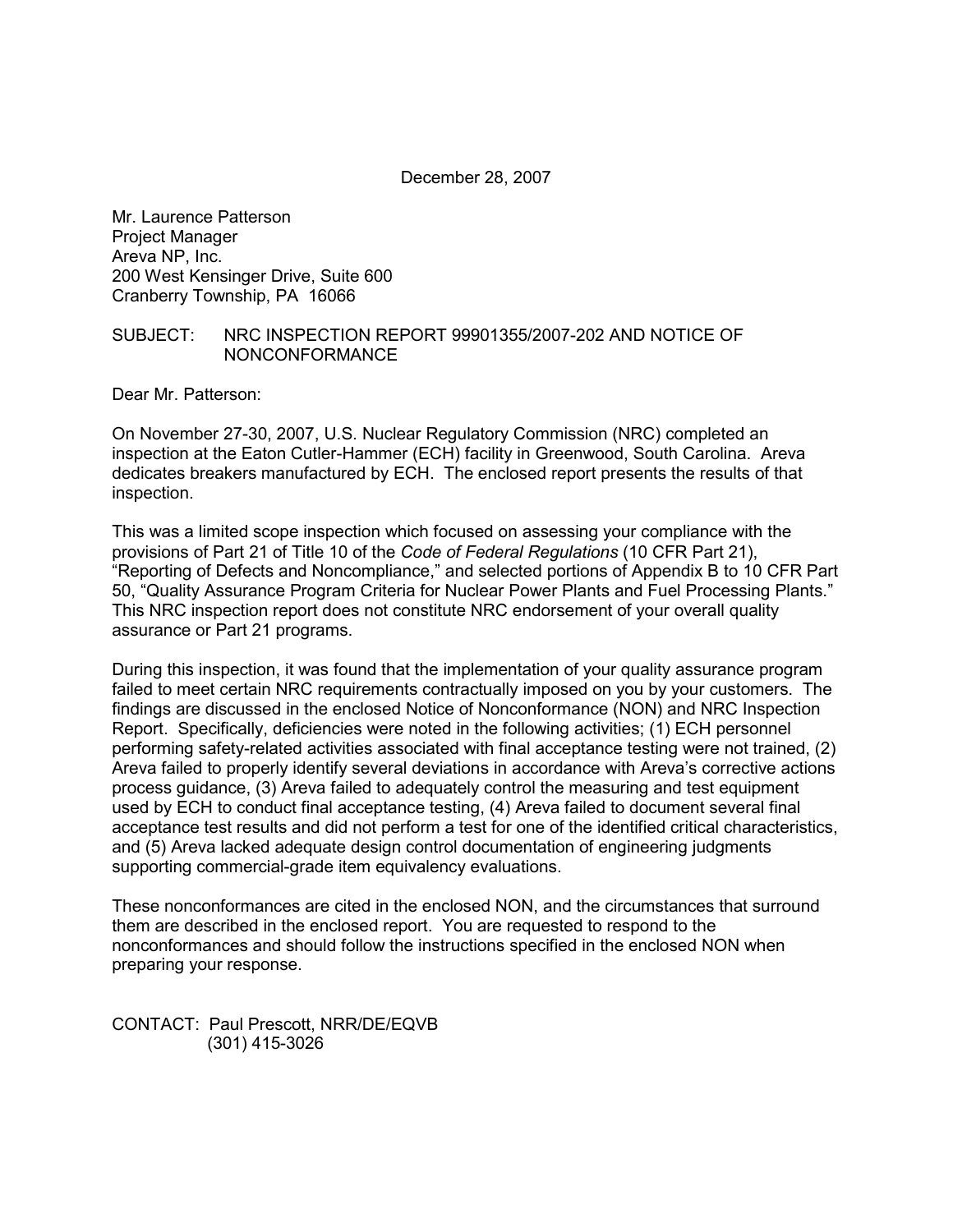December 28, 2007

Mr. Laurence Patterson  
Project Manager  
Areva NP, Inc.  
200 West Kensinger Drive, Suite 600  
Cranberry Township, PA 16066

SUBJECT: NRC INSPECTION REPORT 99901355/2007-202 AND NOTICE OF NONCONFORMANCE

Dear Mr. Patterson:

On November 27-30, 2007, U.S. Nuclear Regulatory Commission (NRC) completed an inspection at the Eaton Cutler-Hammer (ECH) facility in Greenwood, South Carolina. Areva dedicates breakers manufactured by ECH. The enclosed report presents the results of that inspection.

This was a limited scope inspection which focused on assessing your compliance with the provisions of Part 21 of Title 10 of the *Code of Federal Regulations* (10 CFR Part 21), "Reporting of Defects and Noncompliance," and selected portions of Appendix B to 10 CFR Part 50, "Quality Assurance Program Criteria for Nuclear Power Plants and Fuel Processing Plants." This NRC inspection report does not constitute NRC endorsement of your overall quality assurance or Part 21 programs.

During this inspection, it was found that the implementation of your quality assurance program failed to meet certain NRC requirements contractually imposed on you by your customers. The findings are discussed in the enclosed Notice of Nonconformance (NON) and NRC Inspection Report. Specifically, deficiencies were noted in the following activities; (1) ECH personnel performing safety-related activities associated with final acceptance testing were not trained, (2) Areva failed to properly identify several deviations in accordance with Areva's corrective actions process guidance, (3) Areva failed to adequately control the measuring and test equipment used by ECH to conduct final acceptance testing, (4) Areva failed to document several final acceptance test results and did not perform a test for one of the identified critical characteristics, and (5) Areva lacked adequate design control documentation of engineering judgments supporting commercial-grade item equivalency evaluations.

These nonconformances are cited in the enclosed NON, and the circumstances that surround them are described in the enclosed report. You are requested to respond to the nonconformances and should follow the instructions specified in the enclosed NON when preparing your response.

CONTACT: Paul Prescott, NRR/DE/EQVB  
(301) 415-3026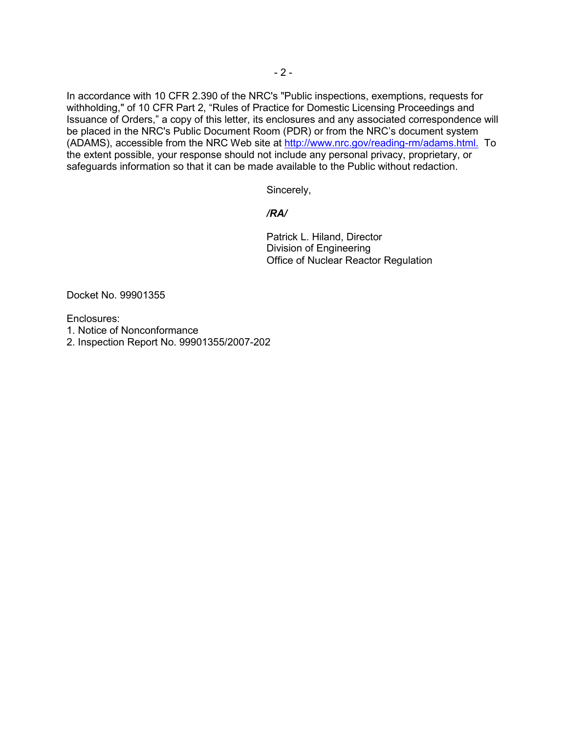In accordance with 10 CFR 2.390 of the NRC's "Public inspections, exemptions, requests for withholding," of 10 CFR Part 2, "Rules of Practice for Domestic Licensing Proceedings and Issuance of Orders," a copy of this letter, its enclosures and any associated correspondence will be placed in the NRC's Public Document Room (PDR) or from the NRC's document system (ADAMS), accessible from the NRC Web site at [http://www.nrc.gov/reading-rm/adams.html.](http://www.nrc.gov/reading-rm/adams.html) To the extent possible, your response should not include any personal privacy, proprietary, or safeguards information so that it can be made available to the Public without redaction.

Sincerely,

***/RA/***

Patrick L. Hiland, Director
Division of Engineering
Office of Nuclear Reactor Regulation

Docket No. 99901355

Enclosures:
1. Notice of Nonconformance
2. Inspection Report No. 99901355/2007-202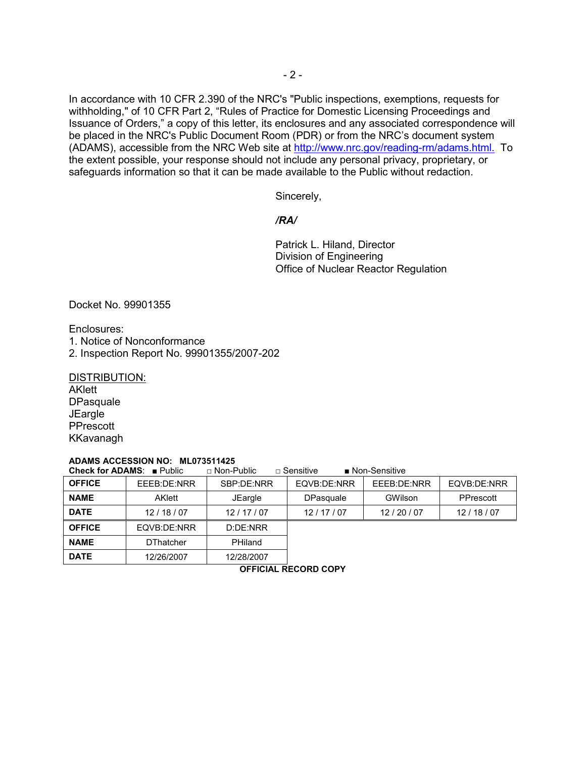In accordance with 10 CFR 2.390 of the NRC's "Public inspections, exemptions, requests for withholding," of 10 CFR Part 2, "Rules of Practice for Domestic Licensing Proceedings and Issuance of Orders," a copy of this letter, its enclosures and any associated correspondence will be placed in the NRC's Public Document Room (PDR) or from the NRC's document system (ADAMS), accessible from the NRC Web site at http://www.nrc.gov/reading-rm/adams.html. To the extent possible, your response should not include any personal privacy, proprietary, or safeguards information so that it can be made available to the Public without redaction.

Sincerely,

*/RA/*

Patrick L. Hiland, Director
Division of Engineering
Office of Nuclear Reactor Regulation

Docket No. 99901355

Enclosures:
1. Notice of Nonconformance
2. Inspection Report No. 99901355/2007-202

DISTRIBUTION:
AKlett
DPasquale
JEargle
PPrescott
KKavanagh

**ADAMS ACCESSION NO: ML073511425**
**Check for ADAMS**: ■ Public □ Non-Public □ Sensitive ■ Non-Sensitive

| OFFICE | EEEB:DE:NRR | SBP:DE:NRR | EQVB:DE:NRR | EEEB:DE:NRR | EQVB:DE:NRR |
|---|---|---|---|---|---|
| NAME | AKlett | JEargle | DPasquale | GWilson | PPrescott |
| DATE | 12 / 18 / 07 | 12 / 17 / 07 | 12 / 17 / 07 | 12 / 20 / 07 | 12 / 18 / 07 |
| OFFICE | EQVB:DE:NRR | D:DE:NRR | | | |
| NAME | DThatcher | PHiland | | | |
| DATE | 12/26/2007 | 12/28/2007 | | | |

**OFFICIAL RECORD COPY**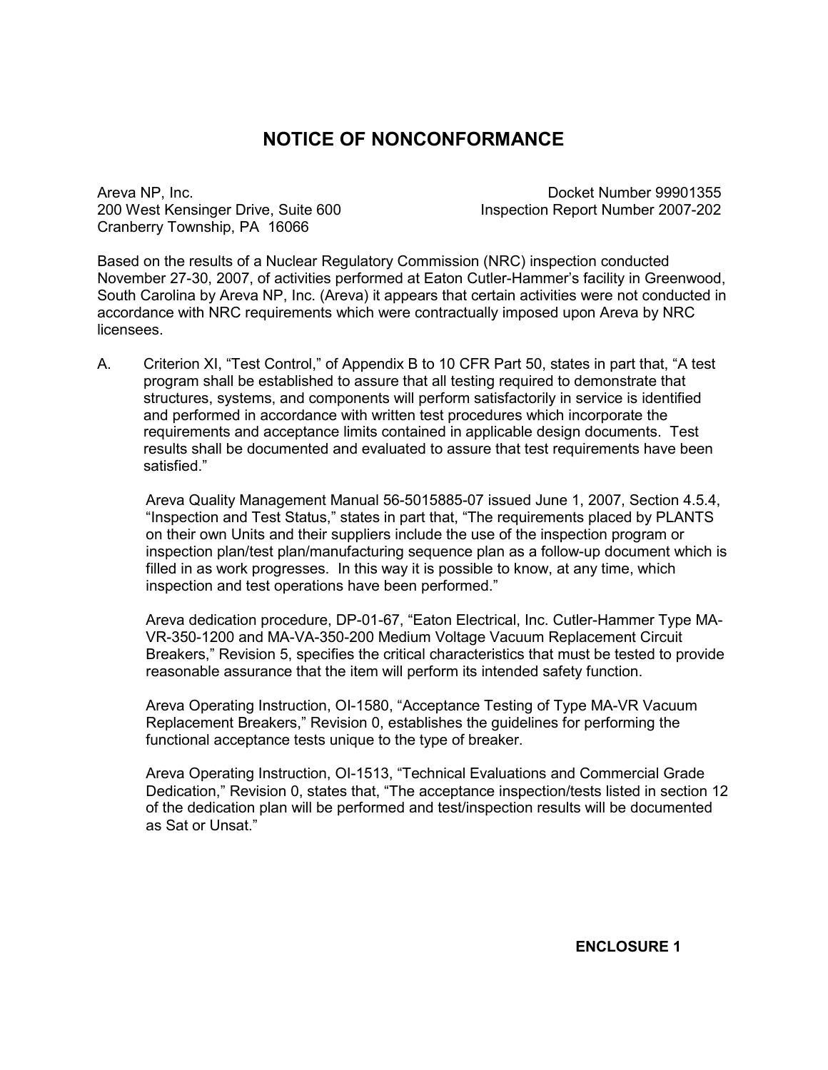# NOTICE OF NONCONFORMANCE

Areva NP, Inc.
200 West Kensinger Drive, Suite 600
Cranberry Township, PA 16066

Docket Number 99901355
Inspection Report Number 2007-202

Based on the results of a Nuclear Regulatory Commission (NRC) inspection conducted November 27-30, 2007, of activities performed at Eaton Cutler-Hammer's facility in Greenwood, South Carolina by Areva NP, Inc. (Areva) it appears that certain activities were not conducted in accordance with NRC requirements which were contractually imposed upon Areva by NRC licensees.

A. Criterion XI, "Test Control," of Appendix B to 10 CFR Part 50, states in part that, "A test program shall be established to assure that all testing required to demonstrate that structures, systems, and components will perform satisfactorily in service is identified and performed in accordance with written test procedures which incorporate the requirements and acceptance limits contained in applicable design documents. Test results shall be documented and evaluated to assure that test requirements have been satisfied."

   Areva Quality Management Manual 56-5015885-07 issued June 1, 2007, Section 4.5.4, "Inspection and Test Status," states in part that, "The requirements placed by PLANTS on their own Units and their suppliers include the use of the inspection program or inspection plan/test plan/manufacturing sequence plan as a follow-up document which is filled in as work progresses. In this way it is possible to know, at any time, which inspection and test operations have been performed."

   Areva dedication procedure, DP-01-67, "Eaton Electrical, Inc. Cutler-Hammer Type MA-VR-350-1200 and MA-VA-350-200 Medium Voltage Vacuum Replacement Circuit Breakers," Revision 5, specifies the critical characteristics that must be tested to provide reasonable assurance that the item will perform its intended safety function.

   Areva Operating Instruction, OI-1580, "Acceptance Testing of Type MA-VR Vacuum Replacement Breakers," Revision 0, establishes the guidelines for performing the functional acceptance tests unique to the type of breaker.

   Areva Operating Instruction, OI-1513, "Technical Evaluations and Commercial Grade Dedication," Revision 0, states that, "The acceptance inspection/tests listed in section 12 of the dedication plan will be performed and test/inspection results will be documented as Sat or Unsat."

ENCLOSURE 1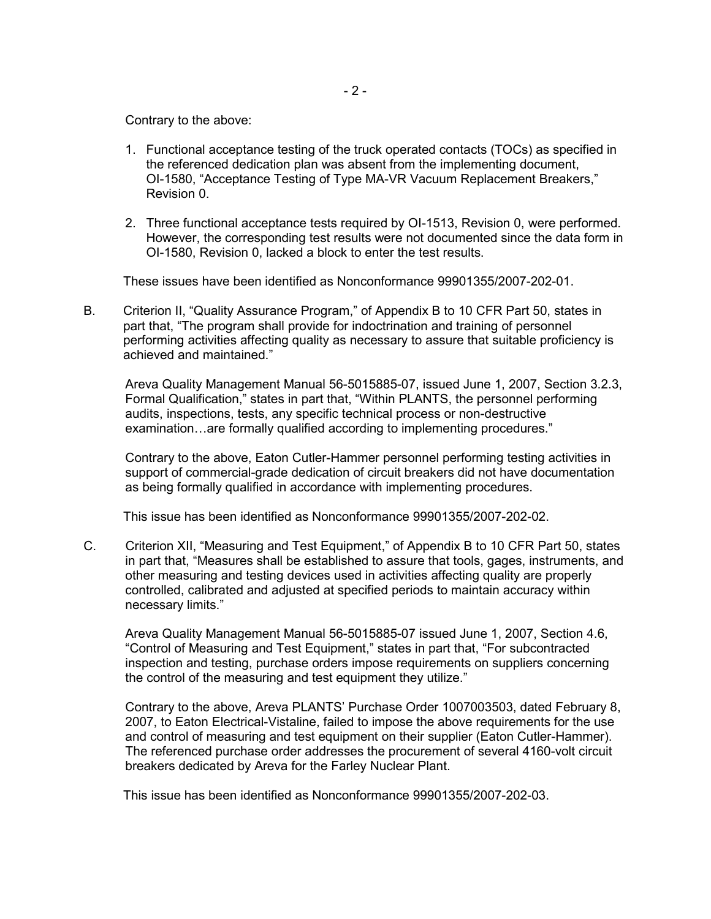Contrary to the above:

1. Functional acceptance testing of the truck operated contacts (TOCs) as specified in the referenced dedication plan was absent from the implementing document, OI-1580, "Acceptance Testing of Type MA-VR Vacuum Replacement Breakers," Revision 0.

2. Three functional acceptance tests required by OI-1513, Revision 0, were performed. However, the corresponding test results were not documented since the data form in OI-1580, Revision 0, lacked a block to enter the test results.

These issues have been identified as Nonconformance 99901355/2007-202-01.

B. Criterion II, "Quality Assurance Program," of Appendix B to 10 CFR Part 50, states in part that, "The program shall provide for indoctrination and training of personnel performing activities affecting quality as necessary to assure that suitable proficiency is achieved and maintained."

   Areva Quality Management Manual 56-5015885-07, issued June 1, 2007, Section 3.2.3, Formal Qualification," states in part that, "Within PLANTS, the personnel performing audits, inspections, tests, any specific technical process or non-destructive examination…are formally qualified according to implementing procedures."

   Contrary to the above, Eaton Cutler-Hammer personnel performing testing activities in support of commercial-grade dedication of circuit breakers did not have documentation as being formally qualified in accordance with implementing procedures.

   This issue has been identified as Nonconformance 99901355/2007-202-02.

C. Criterion XII, "Measuring and Test Equipment," of Appendix B to 10 CFR Part 50, states in part that, "Measures shall be established to assure that tools, gages, instruments, and other measuring and testing devices used in activities affecting quality are properly controlled, calibrated and adjusted at specified periods to maintain accuracy within necessary limits."

   Areva Quality Management Manual 56-5015885-07 issued June 1, 2007, Section 4.6, "Control of Measuring and Test Equipment," states in part that, "For subcontracted inspection and testing, purchase orders impose requirements on suppliers concerning the control of the measuring and test equipment they utilize."

   Contrary to the above, Areva PLANTS' Purchase Order 1007003503, dated February 8, 2007, to Eaton Electrical-Vistaline, failed to impose the above requirements for the use and control of measuring and test equipment on their supplier (Eaton Cutler-Hammer). The referenced purchase order addresses the procurement of several 4160-volt circuit breakers dedicated by Areva for the Farley Nuclear Plant.

   This issue has been identified as Nonconformance 99901355/2007-202-03.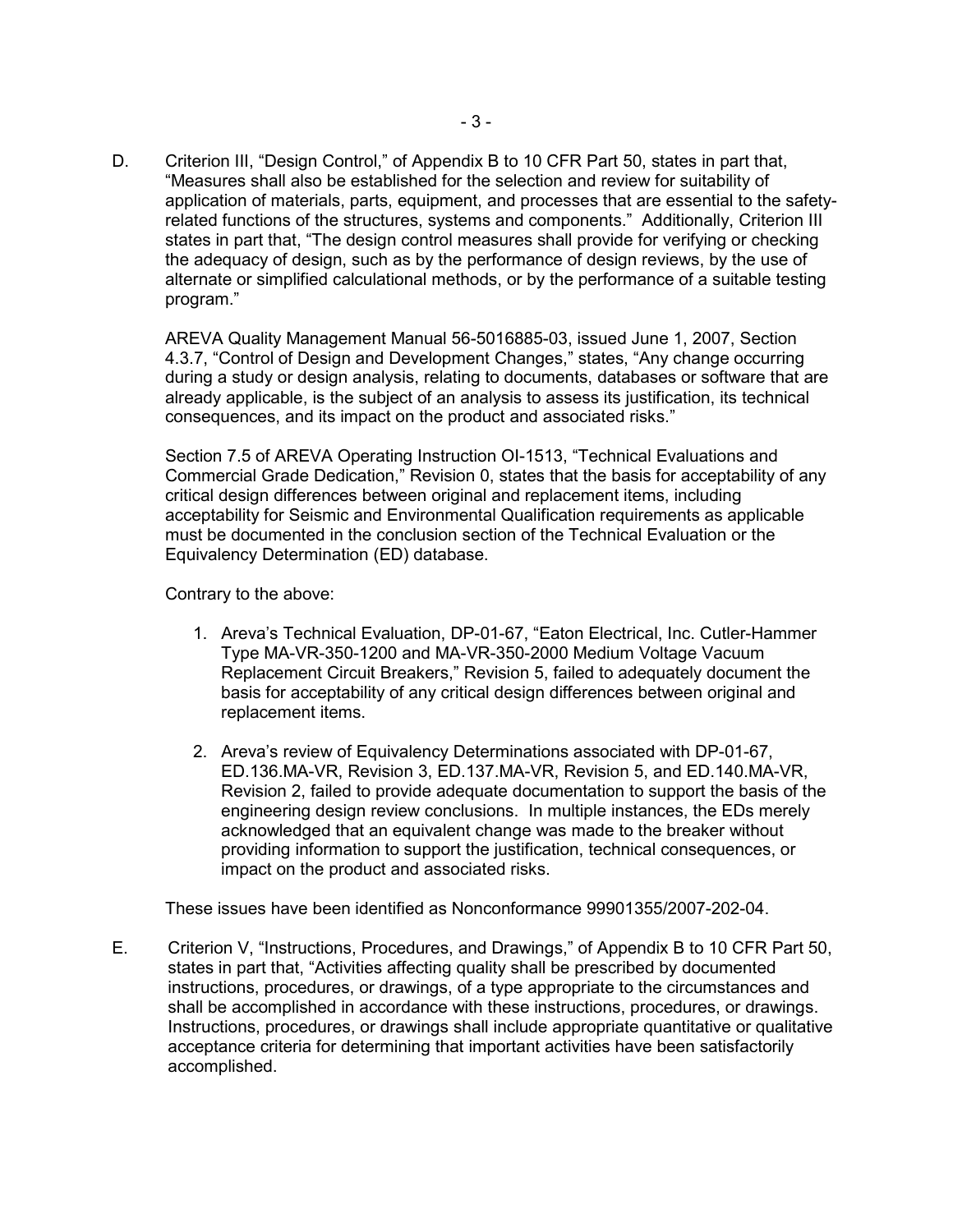D. Criterion III, "Design Control," of Appendix B to 10 CFR Part 50, states in part that, "Measures shall also be established for the selection and review for suitability of application of materials, parts, equipment, and processes that are essential to the safety-related functions of the structures, systems and components." Additionally, Criterion III states in part that, "The design control measures shall provide for verifying or checking the adequacy of design, such as by the performance of design reviews, by the use of alternate or simplified calculational methods, or by the performance of a suitable testing program."

   AREVA Quality Management Manual 56-5016885-03, issued June 1, 2007, Section 4.3.7, "Control of Design and Development Changes," states, "Any change occurring during a study or design analysis, relating to documents, databases or software that are already applicable, is the subject of an analysis to assess its justification, its technical consequences, and its impact on the product and associated risks."

   Section 7.5 of AREVA Operating Instruction OI-1513, "Technical Evaluations and Commercial Grade Dedication," Revision 0, states that the basis for acceptability of any critical design differences between original and replacement items, including acceptability for Seismic and Environmental Qualification requirements as applicable must be documented in the conclusion section of the Technical Evaluation or the Equivalency Determination (ED) database.

   Contrary to the above:

   1. Areva's Technical Evaluation, DP-01-67, "Eaton Electrical, Inc. Cutler-Hammer Type MA-VR-350-1200 and MA-VR-350-2000 Medium Voltage Vacuum Replacement Circuit Breakers," Revision 5, failed to adequately document the basis for acceptability of any critical design differences between original and replacement items.

   2. Areva's review of Equivalency Determinations associated with DP-01-67, ED.136.MA-VR, Revision 3, ED.137.MA-VR, Revision 5, and ED.140.MA-VR, Revision 2, failed to provide adequate documentation to support the basis of the engineering design review conclusions. In multiple instances, the EDs merely acknowledged that an equivalent change was made to the breaker without providing information to support the justification, technical consequences, or impact on the product and associated risks.

   These issues have been identified as Nonconformance 99901355/2007-202-04.

E. Criterion V, "Instructions, Procedures, and Drawings," of Appendix B to 10 CFR Part 50, states in part that, "Activities affecting quality shall be prescribed by documented instructions, procedures, or drawings, of a type appropriate to the circumstances and shall be accomplished in accordance with these instructions, procedures, or drawings. Instructions, procedures, or drawings shall include appropriate quantitative or qualitative acceptance criteria for determining that important activities have been satisfactorily accomplished.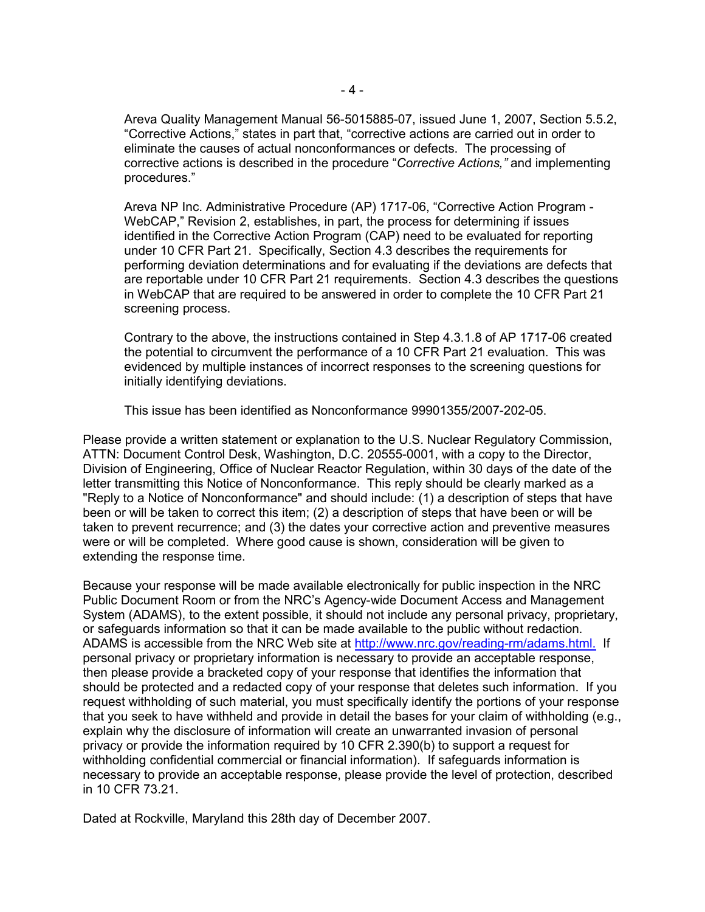Areva Quality Management Manual 56-5015885-07, issued June 1, 2007, Section 5.5.2, "Corrective Actions," states in part that, "corrective actions are carried out in order to eliminate the causes of actual nonconformances or defects. The processing of corrective actions is described in the procedure "*Corrective Actions,"* and implementing procedures."

Areva NP Inc. Administrative Procedure (AP) 1717-06, "Corrective Action Program - WebCAP," Revision 2, establishes, in part, the process for determining if issues identified in the Corrective Action Program (CAP) need to be evaluated for reporting under 10 CFR Part 21. Specifically, Section 4.3 describes the requirements for performing deviation determinations and for evaluating if the deviations are defects that are reportable under 10 CFR Part 21 requirements. Section 4.3 describes the questions in WebCAP that are required to be answered in order to complete the 10 CFR Part 21 screening process.

Contrary to the above, the instructions contained in Step 4.3.1.8 of AP 1717-06 created the potential to circumvent the performance of a 10 CFR Part 21 evaluation. This was evidenced by multiple instances of incorrect responses to the screening questions for initially identifying deviations.

This issue has been identified as Nonconformance 99901355/2007-202-05.

Please provide a written statement or explanation to the U.S. Nuclear Regulatory Commission, ATTN: Document Control Desk, Washington, D.C. 20555-0001, with a copy to the Director, Division of Engineering, Office of Nuclear Reactor Regulation, within 30 days of the date of the letter transmitting this Notice of Nonconformance. This reply should be clearly marked as a "Reply to a Notice of Nonconformance" and should include: (1) a description of steps that have been or will be taken to correct this item; (2) a description of steps that have been or will be taken to prevent recurrence; and (3) the dates your corrective action and preventive measures were or will be completed. Where good cause is shown, consideration will be given to extending the response time.

Because your response will be made available electronically for public inspection in the NRC Public Document Room or from the NRC's Agency-wide Document Access and Management System (ADAMS), to the extent possible, it should not include any personal privacy, proprietary, or safeguards information so that it can be made available to the public without redaction. ADAMS is accessible from the NRC Web site at http://www.nrc.gov/reading-rm/adams.html. If personal privacy or proprietary information is necessary to provide an acceptable response, then please provide a bracketed copy of your response that identifies the information that should be protected and a redacted copy of your response that deletes such information. If you request withholding of such material, you must specifically identify the portions of your response that you seek to have withheld and provide in detail the bases for your claim of withholding (e.g., explain why the disclosure of information will create an unwarranted invasion of personal privacy or provide the information required by 10 CFR 2.390(b) to support a request for withholding confidential commercial or financial information). If safeguards information is necessary to provide an acceptable response, please provide the level of protection, described in 10 CFR 73.21.

Dated at Rockville, Maryland this 28th day of December 2007.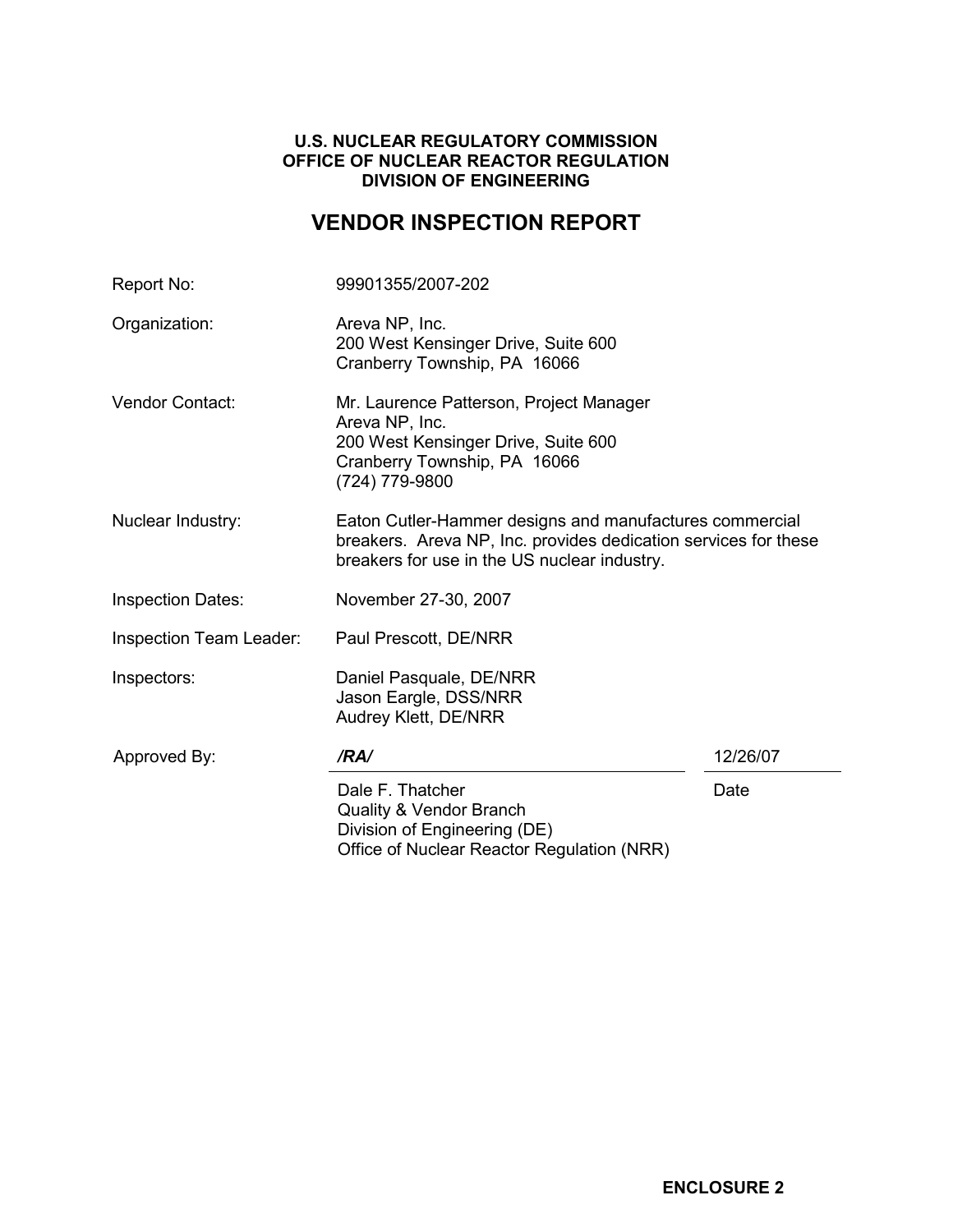**U.S. NUCLEAR REGULATORY COMMISSION**
**OFFICE OF NUCLEAR REACTOR REGULATION**
**DIVISION OF ENGINEERING**

# VENDOR INSPECTION REPORT

| | |
|---|---|
| Report No: | 99901355/2007-202 |
| Organization: | Areva NP, Inc.<br>200 West Kensinger Drive, Suite 600<br>Cranberry Township, PA 16066 |
| Vendor Contact: | Mr. Laurence Patterson, Project Manager<br>Areva NP, Inc.<br>200 West Kensinger Drive, Suite 600<br>Cranberry Township, PA 16066<br>(724) 779-9800 |
| Nuclear Industry: | Eaton Cutler-Hammer designs and manufactures commercial breakers. Areva NP, Inc. provides dedication services for these breakers for use in the US nuclear industry. |
| Inspection Dates: | November 27-30, 2007 |
| Inspection Team Leader: | Paul Prescott, DE/NRR |
| Inspectors: | Daniel Pasquale, DE/NRR<br>Jason Eargle, DSS/NRR<br>Audrey Klett, DE/NRR |

Approved By: ***/RA/*** 12/26/07

Dale F. Thatcher — Date
Quality & Vendor Branch
Division of Engineering (DE)
Office of Nuclear Reactor Regulation (NRR)

**ENCLOSURE 2**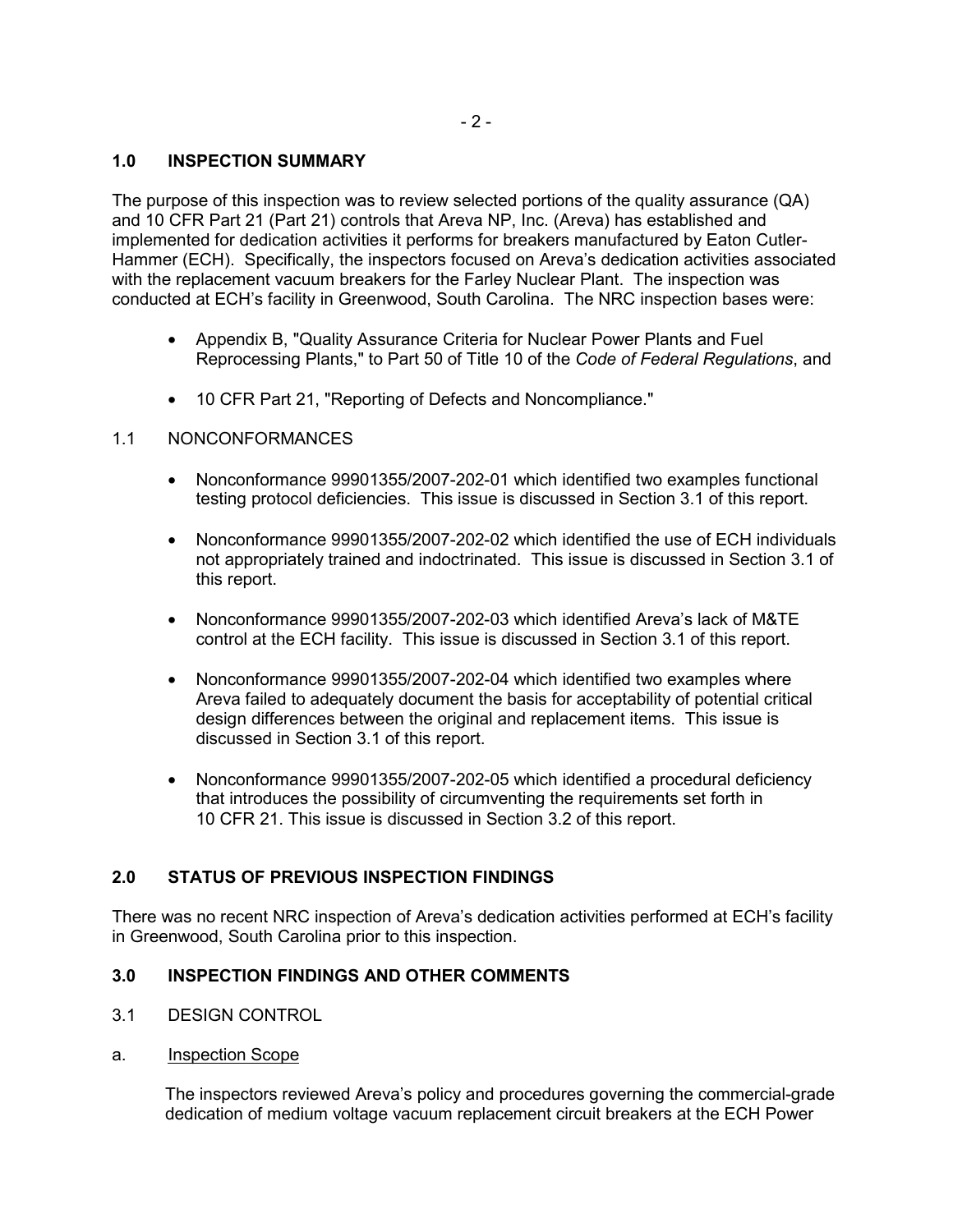## 1.0 INSPECTION SUMMARY

The purpose of this inspection was to review selected portions of the quality assurance (QA) and 10 CFR Part 21 (Part 21) controls that Areva NP, Inc. (Areva) has established and implemented for dedication activities it performs for breakers manufactured by Eaton Cutler-Hammer (ECH). Specifically, the inspectors focused on Areva's dedication activities associated with the replacement vacuum breakers for the Farley Nuclear Plant. The inspection was conducted at ECH's facility in Greenwood, South Carolina. The NRC inspection bases were:

- Appendix B, "Quality Assurance Criteria for Nuclear Power Plants and Fuel Reprocessing Plants," to Part 50 of Title 10 of the *Code of Federal Regulations*, and
- 10 CFR Part 21, "Reporting of Defects and Noncompliance."

### 1.1 NONCONFORMANCES

- Nonconformance 99901355/2007-202-01 which identified two examples functional testing protocol deficiencies. This issue is discussed in Section 3.1 of this report.
- Nonconformance 99901355/2007-202-02 which identified the use of ECH individuals not appropriately trained and indoctrinated. This issue is discussed in Section 3.1 of this report.
- Nonconformance 99901355/2007-202-03 which identified Areva's lack of M&TE control at the ECH facility. This issue is discussed in Section 3.1 of this report.
- Nonconformance 99901355/2007-202-04 which identified two examples where Areva failed to adequately document the basis for acceptability of potential critical design differences between the original and replacement items. This issue is discussed in Section 3.1 of this report.
- Nonconformance 99901355/2007-202-05 which identified a procedural deficiency that introduces the possibility of circumventing the requirements set forth in 10 CFR 21. This issue is discussed in Section 3.2 of this report.

## 2.0 STATUS OF PREVIOUS INSPECTION FINDINGS

There was no recent NRC inspection of Areva's dedication activities performed at ECH's facility in Greenwood, South Carolina prior to this inspection.

## 3.0 INSPECTION FINDINGS AND OTHER COMMENTS

### 3.1 DESIGN CONTROL

a. Inspection Scope

The inspectors reviewed Areva's policy and procedures governing the commercial-grade dedication of medium voltage vacuum replacement circuit breakers at the ECH Power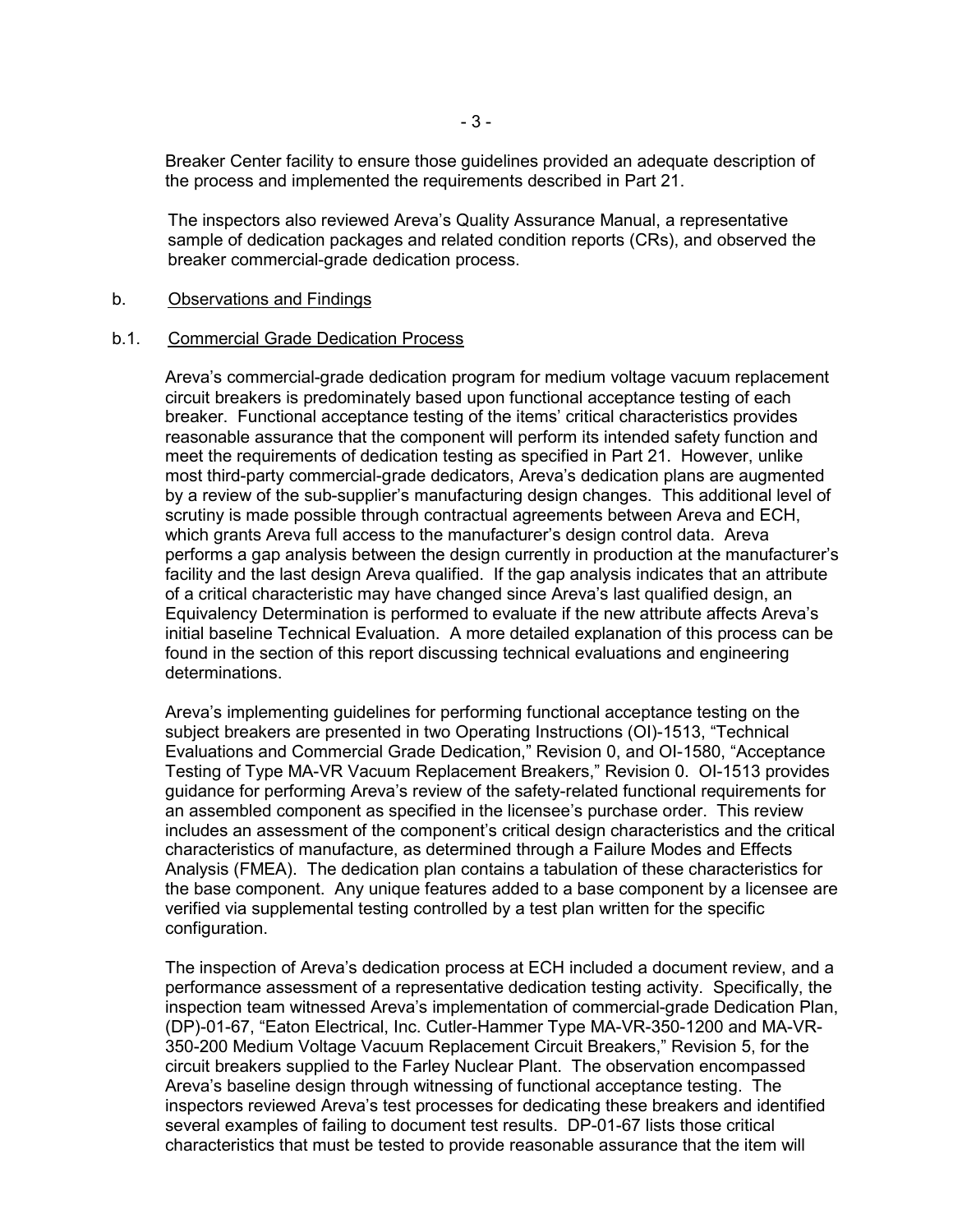Breaker Center facility to ensure those guidelines provided an adequate description of the process and implemented the requirements described in Part 21.

The inspectors also reviewed Areva's Quality Assurance Manual, a representative sample of dedication packages and related condition reports (CRs), and observed the breaker commercial-grade dedication process.

b. Observations and Findings

b.1. Commercial Grade Dedication Process

Areva's commercial-grade dedication program for medium voltage vacuum replacement circuit breakers is predominately based upon functional acceptance testing of each breaker. Functional acceptance testing of the items' critical characteristics provides reasonable assurance that the component will perform its intended safety function and meet the requirements of dedication testing as specified in Part 21. However, unlike most third-party commercial-grade dedicators, Areva's dedication plans are augmented by a review of the sub-supplier's manufacturing design changes. This additional level of scrutiny is made possible through contractual agreements between Areva and ECH, which grants Areva full access to the manufacturer's design control data. Areva performs a gap analysis between the design currently in production at the manufacturer's facility and the last design Areva qualified. If the gap analysis indicates that an attribute of a critical characteristic may have changed since Areva's last qualified design, an Equivalency Determination is performed to evaluate if the new attribute affects Areva's initial baseline Technical Evaluation. A more detailed explanation of this process can be found in the section of this report discussing technical evaluations and engineering determinations.

Areva's implementing guidelines for performing functional acceptance testing on the subject breakers are presented in two Operating Instructions (OI)-1513, "Technical Evaluations and Commercial Grade Dedication," Revision 0, and OI-1580, "Acceptance Testing of Type MA-VR Vacuum Replacement Breakers," Revision 0. OI-1513 provides guidance for performing Areva's review of the safety-related functional requirements for an assembled component as specified in the licensee's purchase order. This review includes an assessment of the component's critical design characteristics and the critical characteristics of manufacture, as determined through a Failure Modes and Effects Analysis (FMEA). The dedication plan contains a tabulation of these characteristics for the base component. Any unique features added to a base component by a licensee are verified via supplemental testing controlled by a test plan written for the specific configuration.

The inspection of Areva's dedication process at ECH included a document review, and a performance assessment of a representative dedication testing activity. Specifically, the inspection team witnessed Areva's implementation of commercial-grade Dedication Plan, (DP)-01-67, "Eaton Electrical, Inc. Cutler-Hammer Type MA-VR-350-1200 and MA-VR-350-200 Medium Voltage Vacuum Replacement Circuit Breakers," Revision 5, for the circuit breakers supplied to the Farley Nuclear Plant. The observation encompassed Areva's baseline design through witnessing of functional acceptance testing. The inspectors reviewed Areva's test processes for dedicating these breakers and identified several examples of failing to document test results. DP-01-67 lists those critical characteristics that must be tested to provide reasonable assurance that the item will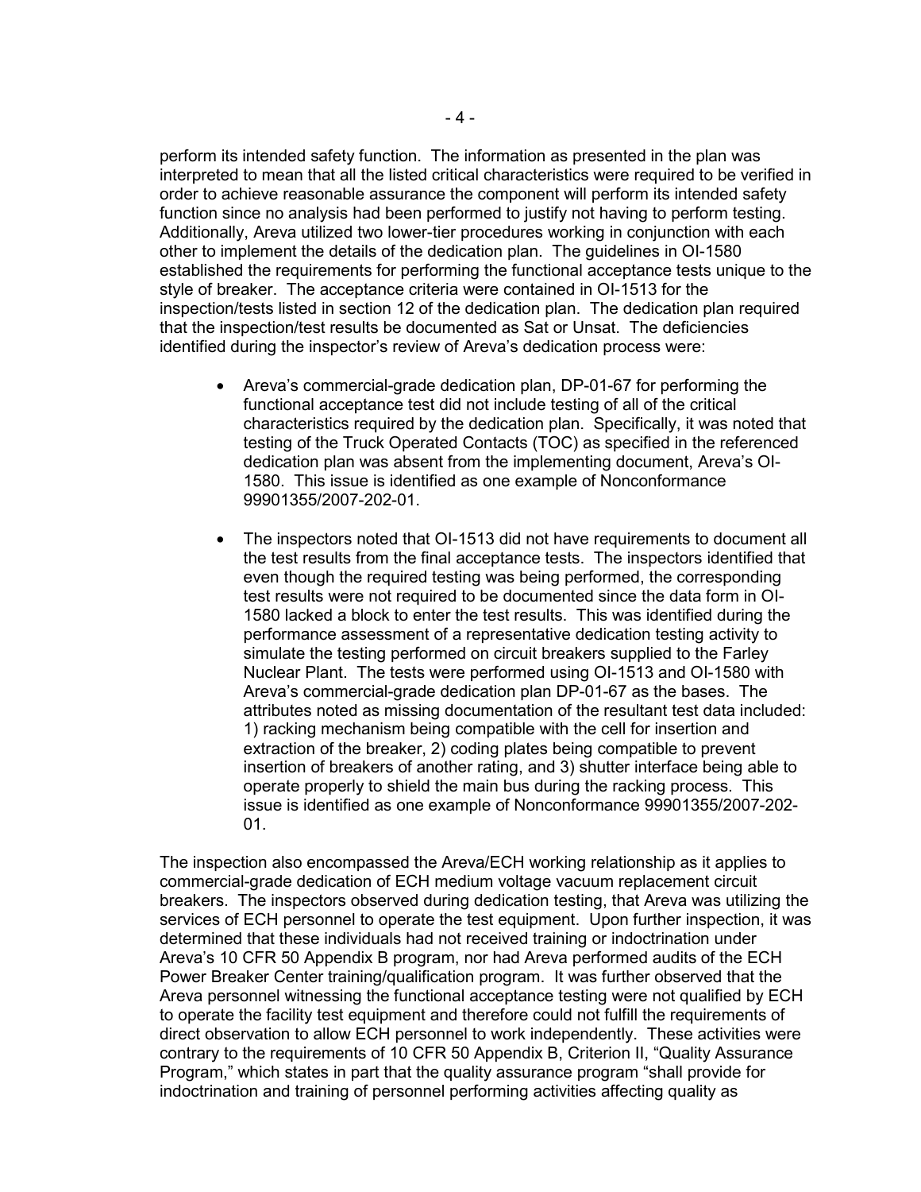perform its intended safety function. The information as presented in the plan was interpreted to mean that all the listed critical characteristics were required to be verified in order to achieve reasonable assurance the component will perform its intended safety function since no analysis had been performed to justify not having to perform testing. Additionally, Areva utilized two lower-tier procedures working in conjunction with each other to implement the details of the dedication plan. The guidelines in OI-1580 established the requirements for performing the functional acceptance tests unique to the style of breaker. The acceptance criteria were contained in OI-1513 for the inspection/tests listed in section 12 of the dedication plan. The dedication plan required that the inspection/test results be documented as Sat or Unsat. The deficiencies identified during the inspector's review of Areva's dedication process were:

- Areva's commercial-grade dedication plan, DP-01-67 for performing the functional acceptance test did not include testing of all of the critical characteristics required by the dedication plan. Specifically, it was noted that testing of the Truck Operated Contacts (TOC) as specified in the referenced dedication plan was absent from the implementing document, Areva's OI-1580. This issue is identified as one example of Nonconformance 99901355/2007-202-01.

- The inspectors noted that OI-1513 did not have requirements to document all the test results from the final acceptance tests. The inspectors identified that even though the required testing was being performed, the corresponding test results were not required to be documented since the data form in OI-1580 lacked a block to enter the test results. This was identified during the performance assessment of a representative dedication testing activity to simulate the testing performed on circuit breakers supplied to the Farley Nuclear Plant. The tests were performed using OI-1513 and OI-1580 with Areva's commercial-grade dedication plan DP-01-67 as the bases. The attributes noted as missing documentation of the resultant test data included: 1) racking mechanism being compatible with the cell for insertion and extraction of the breaker, 2) coding plates being compatible to prevent insertion of breakers of another rating, and 3) shutter interface being able to operate properly to shield the main bus during the racking process. This issue is identified as one example of Nonconformance 99901355/2007-202-01.

The inspection also encompassed the Areva/ECH working relationship as it applies to commercial-grade dedication of ECH medium voltage vacuum replacement circuit breakers. The inspectors observed during dedication testing, that Areva was utilizing the services of ECH personnel to operate the test equipment. Upon further inspection, it was determined that these individuals had not received training or indoctrination under Areva's 10 CFR 50 Appendix B program, nor had Areva performed audits of the ECH Power Breaker Center training/qualification program. It was further observed that the Areva personnel witnessing the functional acceptance testing were not qualified by ECH to operate the facility test equipment and therefore could not fulfill the requirements of direct observation to allow ECH personnel to work independently. These activities were contrary to the requirements of 10 CFR 50 Appendix B, Criterion II, "Quality Assurance Program," which states in part that the quality assurance program "shall provide for indoctrination and training of personnel performing activities affecting quality as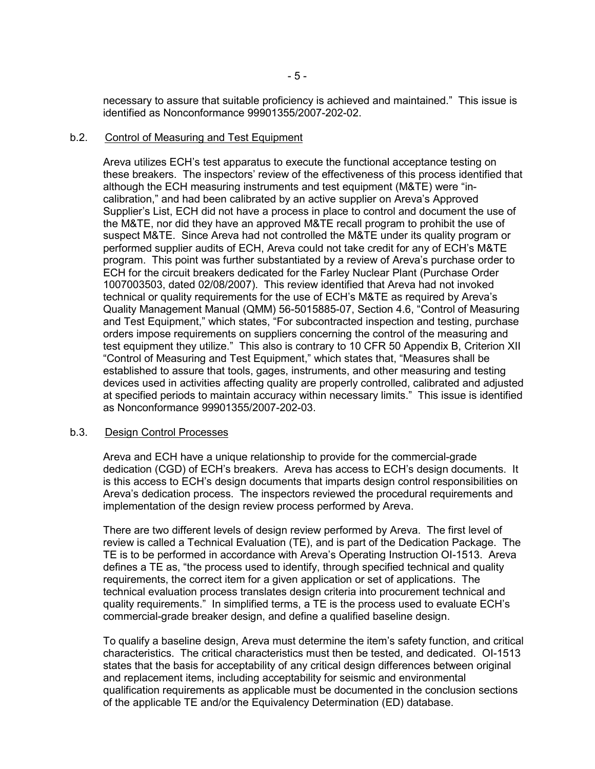necessary to assure that suitable proficiency is achieved and maintained." This issue is identified as Nonconformance 99901355/2007-202-02.

### b.2. Control of Measuring and Test Equipment

Areva utilizes ECH's test apparatus to execute the functional acceptance testing on these breakers. The inspectors' review of the effectiveness of this process identified that although the ECH measuring instruments and test equipment (M&TE) were "in-calibration," and had been calibrated by an active supplier on Areva's Approved Supplier's List, ECH did not have a process in place to control and document the use of the M&TE, nor did they have an approved M&TE recall program to prohibit the use of suspect M&TE. Since Areva had not controlled the M&TE under its quality program or performed supplier audits of ECH, Areva could not take credit for any of ECH's M&TE program. This point was further substantiated by a review of Areva's purchase order to ECH for the circuit breakers dedicated for the Farley Nuclear Plant (Purchase Order 1007003503, dated 02/08/2007). This review identified that Areva had not invoked technical or quality requirements for the use of ECH's M&TE as required by Areva's Quality Management Manual (QMM) 56-5015885-07, Section 4.6, "Control of Measuring and Test Equipment," which states, "For subcontracted inspection and testing, purchase orders impose requirements on suppliers concerning the control of the measuring and test equipment they utilize." This also is contrary to 10 CFR 50 Appendix B, Criterion XII "Control of Measuring and Test Equipment," which states that, "Measures shall be established to assure that tools, gages, instruments, and other measuring and testing devices used in activities affecting quality are properly controlled, calibrated and adjusted at specified periods to maintain accuracy within necessary limits." This issue is identified as Nonconformance 99901355/2007-202-03.

### b.3. Design Control Processes

Areva and ECH have a unique relationship to provide for the commercial-grade dedication (CGD) of ECH's breakers. Areva has access to ECH's design documents. It is this access to ECH's design documents that imparts design control responsibilities on Areva's dedication process. The inspectors reviewed the procedural requirements and implementation of the design review process performed by Areva.

There are two different levels of design review performed by Areva. The first level of review is called a Technical Evaluation (TE), and is part of the Dedication Package. The TE is to be performed in accordance with Areva's Operating Instruction OI-1513. Areva defines a TE as, "the process used to identify, through specified technical and quality requirements, the correct item for a given application or set of applications. The technical evaluation process translates design criteria into procurement technical and quality requirements." In simplified terms, a TE is the process used to evaluate ECH's commercial-grade breaker design, and define a qualified baseline design.

To qualify a baseline design, Areva must determine the item's safety function, and critical characteristics. The critical characteristics must then be tested, and dedicated. OI-1513 states that the basis for acceptability of any critical design differences between original and replacement items, including acceptability for seismic and environmental qualification requirements as applicable must be documented in the conclusion sections of the applicable TE and/or the Equivalency Determination (ED) database.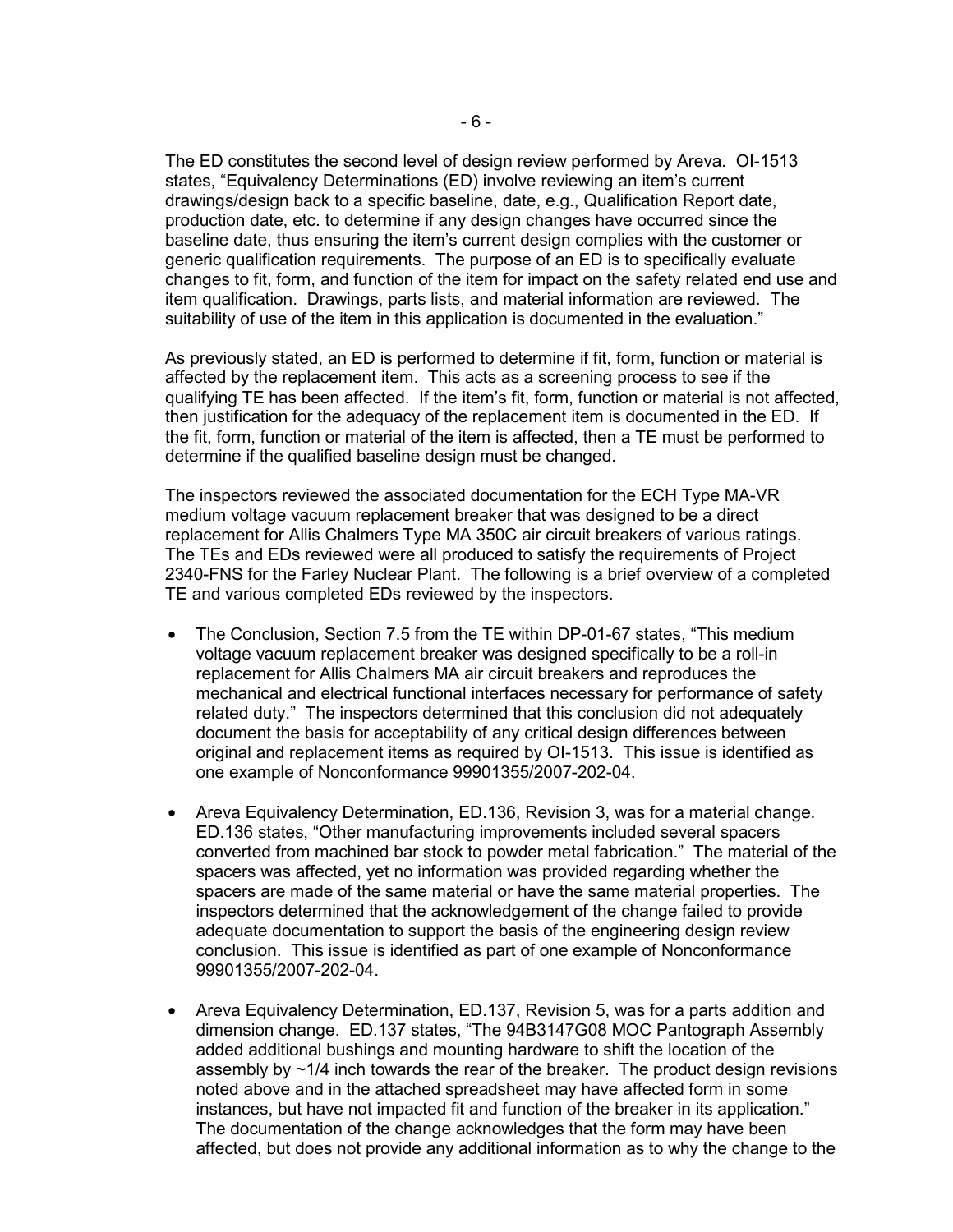The ED constitutes the second level of design review performed by Areva. OI-1513 states, “Equivalency Determinations (ED) involve reviewing an item’s current drawings/design back to a specific baseline, date, e.g., Qualification Report date, production date, etc. to determine if any design changes have occurred since the baseline date, thus ensuring the item’s current design complies with the customer or generic qualification requirements. The purpose of an ED is to specifically evaluate changes to fit, form, and function of the item for impact on the safety related end use and item qualification. Drawings, parts lists, and material information are reviewed. The suitability of use of the item in this application is documented in the evaluation.”

As previously stated, an ED is performed to determine if fit, form, function or material is affected by the replacement item. This acts as a screening process to see if the qualifying TE has been affected. If the item’s fit, form, function or material is not affected, then justification for the adequacy of the replacement item is documented in the ED. If the fit, form, function or material of the item is affected, then a TE must be performed to determine if the qualified baseline design must be changed.

The inspectors reviewed the associated documentation for the ECH Type MA-VR medium voltage vacuum replacement breaker that was designed to be a direct replacement for Allis Chalmers Type MA 350C air circuit breakers of various ratings. The TEs and EDs reviewed were all produced to satisfy the requirements of Project 2340-FNS for the Farley Nuclear Plant. The following is a brief overview of a completed TE and various completed EDs reviewed by the inspectors.

- The Conclusion, Section 7.5 from the TE within DP-01-67 states, “This medium voltage vacuum replacement breaker was designed specifically to be a roll-in replacement for Allis Chalmers MA air circuit breakers and reproduces the mechanical and electrical functional interfaces necessary for performance of safety related duty.” The inspectors determined that this conclusion did not adequately document the basis for acceptability of any critical design differences between original and replacement items as required by OI-1513. This issue is identified as one example of Nonconformance 99901355/2007-202-04.

- Areva Equivalency Determination, ED.136, Revision 3, was for a material change. ED.136 states, “Other manufacturing improvements included several spacers converted from machined bar stock to powder metal fabrication.” The material of the spacers was affected, yet no information was provided regarding whether the spacers are made of the same material or have the same material properties. The inspectors determined that the acknowledgement of the change failed to provide adequate documentation to support the basis of the engineering design review conclusion. This issue is identified as part of one example of Nonconformance 99901355/2007-202-04.

- Areva Equivalency Determination, ED.137, Revision 5, was for a parts addition and dimension change. ED.137 states, “The 94B3147G08 MOC Pantograph Assembly added additional bushings and mounting hardware to shift the location of the assembly by ~1/4 inch towards the rear of the breaker. The product design revisions noted above and in the attached spreadsheet may have affected form in some instances, but have not impacted fit and function of the breaker in its application.” The documentation of the change acknowledges that the form may have been affected, but does not provide any additional information as to why the change to the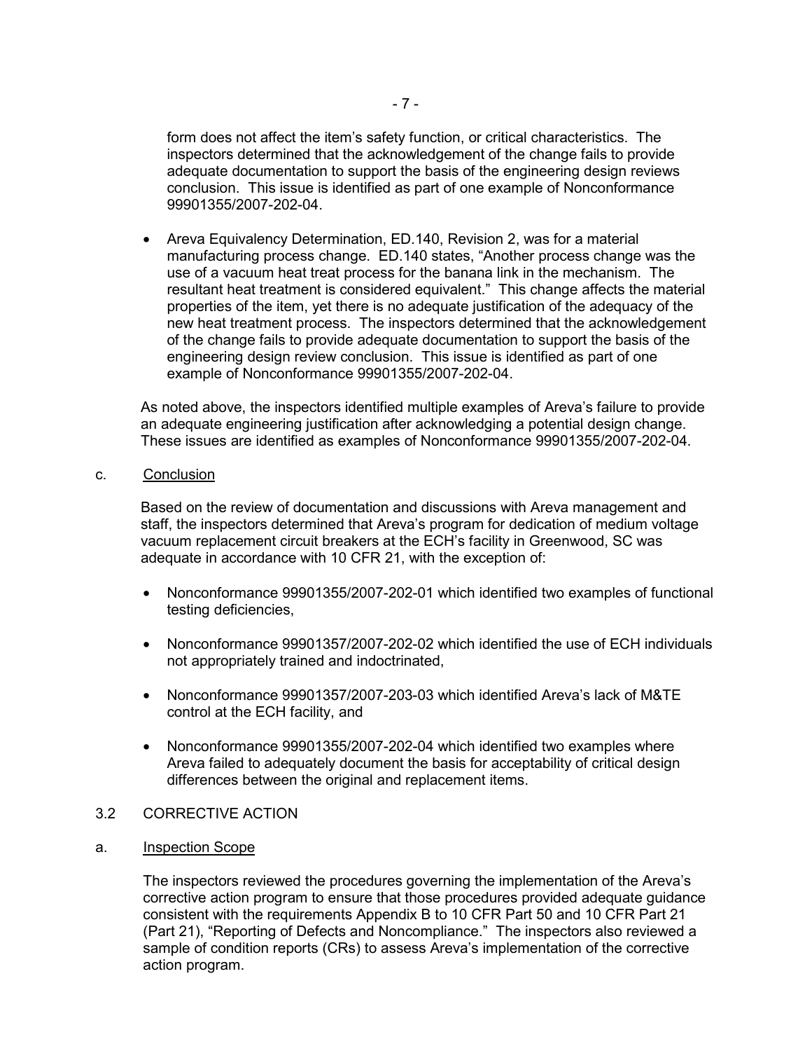form does not affect the item's safety function, or critical characteristics. The inspectors determined that the acknowledgement of the change fails to provide adequate documentation to support the basis of the engineering design reviews conclusion. This issue is identified as part of one example of Nonconformance 99901355/2007-202-04.

- Areva Equivalency Determination, ED.140, Revision 2, was for a material manufacturing process change. ED.140 states, "Another process change was the use of a vacuum heat treat process for the banana link in the mechanism. The resultant heat treatment is considered equivalent." This change affects the material properties of the item, yet there is no adequate justification of the adequacy of the new heat treatment process. The inspectors determined that the acknowledgement of the change fails to provide adequate documentation to support the basis of the engineering design review conclusion. This issue is identified as part of one example of Nonconformance 99901355/2007-202-04.

As noted above, the inspectors identified multiple examples of Areva's failure to provide an adequate engineering justification after acknowledging a potential design change. These issues are identified as examples of Nonconformance 99901355/2007-202-04.

c. Conclusion

Based on the review of documentation and discussions with Areva management and staff, the inspectors determined that Areva's program for dedication of medium voltage vacuum replacement circuit breakers at the ECH's facility in Greenwood, SC was adequate in accordance with 10 CFR 21, with the exception of:

- Nonconformance 99901355/2007-202-01 which identified two examples of functional testing deficiencies,
- Nonconformance 99901357/2007-202-02 which identified the use of ECH individuals not appropriately trained and indoctrinated,
- Nonconformance 99901357/2007-203-03 which identified Areva's lack of M&TE control at the ECH facility, and
- Nonconformance 99901355/2007-202-04 which identified two examples where Areva failed to adequately document the basis for acceptability of critical design differences between the original and replacement items.

## 3.2 CORRECTIVE ACTION

a. Inspection Scope

The inspectors reviewed the procedures governing the implementation of the Areva's corrective action program to ensure that those procedures provided adequate guidance consistent with the requirements Appendix B to 10 CFR Part 50 and 10 CFR Part 21 (Part 21), "Reporting of Defects and Noncompliance." The inspectors also reviewed a sample of condition reports (CRs) to assess Areva's implementation of the corrective action program.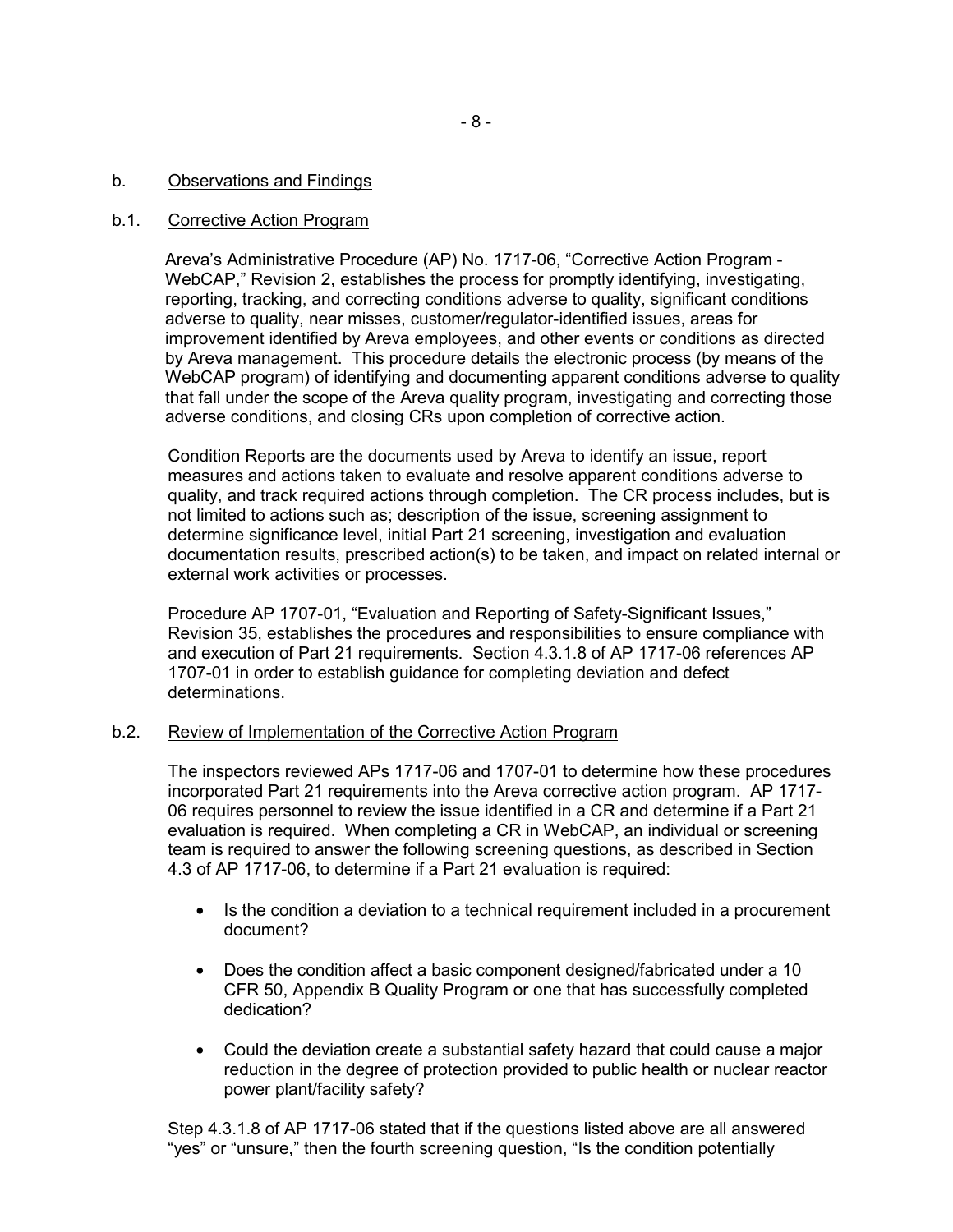b. Observations and Findings

b.1. Corrective Action Program

Areva's Administrative Procedure (AP) No. 1717-06, "Corrective Action Program - WebCAP," Revision 2, establishes the process for promptly identifying, investigating, reporting, tracking, and correcting conditions adverse to quality, significant conditions adverse to quality, near misses, customer/regulator-identified issues, areas for improvement identified by Areva employees, and other events or conditions as directed by Areva management. This procedure details the electronic process (by means of the WebCAP program) of identifying and documenting apparent conditions adverse to quality that fall under the scope of the Areva quality program, investigating and correcting those adverse conditions, and closing CRs upon completion of corrective action.

Condition Reports are the documents used by Areva to identify an issue, report measures and actions taken to evaluate and resolve apparent conditions adverse to quality, and track required actions through completion. The CR process includes, but is not limited to actions such as; description of the issue, screening assignment to determine significance level, initial Part 21 screening, investigation and evaluation documentation results, prescribed action(s) to be taken, and impact on related internal or external work activities or processes.

Procedure AP 1707-01, "Evaluation and Reporting of Safety-Significant Issues," Revision 35, establishes the procedures and responsibilities to ensure compliance with and execution of Part 21 requirements. Section 4.3.1.8 of AP 1717-06 references AP 1707-01 in order to establish guidance for completing deviation and defect determinations.

b.2. Review of Implementation of the Corrective Action Program

The inspectors reviewed APs 1717-06 and 1707-01 to determine how these procedures incorporated Part 21 requirements into the Areva corrective action program. AP 1717-06 requires personnel to review the issue identified in a CR and determine if a Part 21 evaluation is required. When completing a CR in WebCAP, an individual or screening team is required to answer the following screening questions, as described in Section 4.3 of AP 1717-06, to determine if a Part 21 evaluation is required:

- Is the condition a deviation to a technical requirement included in a procurement document?
- Does the condition affect a basic component designed/fabricated under a 10 CFR 50, Appendix B Quality Program or one that has successfully completed dedication?
- Could the deviation create a substantial safety hazard that could cause a major reduction in the degree of protection provided to public health or nuclear reactor power plant/facility safety?

Step 4.3.1.8 of AP 1717-06 stated that if the questions listed above are all answered "yes" or "unsure," then the fourth screening question, "Is the condition potentially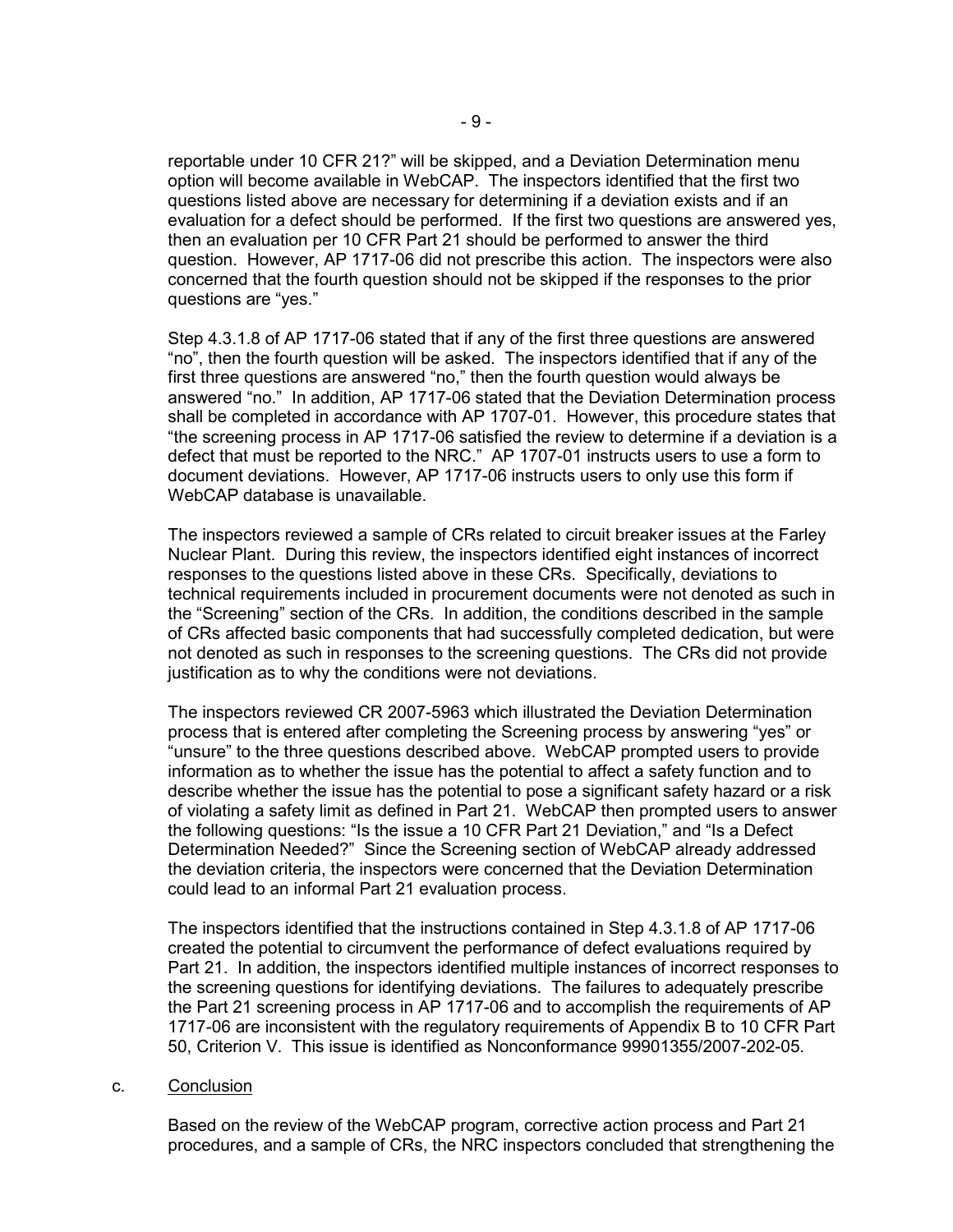reportable under 10 CFR 21?" will be skipped, and a Deviation Determination menu option will become available in WebCAP. The inspectors identified that the first two questions listed above are necessary for determining if a deviation exists and if an evaluation for a defect should be performed. If the first two questions are answered yes, then an evaluation per 10 CFR Part 21 should be performed to answer the third question. However, AP 1717-06 did not prescribe this action. The inspectors were also concerned that the fourth question should not be skipped if the responses to the prior questions are "yes."

Step 4.3.1.8 of AP 1717-06 stated that if any of the first three questions are answered "no", then the fourth question will be asked. The inspectors identified that if any of the first three questions are answered "no," then the fourth question would always be answered "no." In addition, AP 1717-06 stated that the Deviation Determination process shall be completed in accordance with AP 1707-01. However, this procedure states that "the screening process in AP 1717-06 satisfied the review to determine if a deviation is a defect that must be reported to the NRC." AP 1707-01 instructs users to use a form to document deviations. However, AP 1717-06 instructs users to only use this form if WebCAP database is unavailable.

The inspectors reviewed a sample of CRs related to circuit breaker issues at the Farley Nuclear Plant. During this review, the inspectors identified eight instances of incorrect responses to the questions listed above in these CRs. Specifically, deviations to technical requirements included in procurement documents were not denoted as such in the "Screening" section of the CRs. In addition, the conditions described in the sample of CRs affected basic components that had successfully completed dedication, but were not denoted as such in responses to the screening questions. The CRs did not provide justification as to why the conditions were not deviations.

The inspectors reviewed CR 2007-5963 which illustrated the Deviation Determination process that is entered after completing the Screening process by answering "yes" or "unsure" to the three questions described above. WebCAP prompted users to provide information as to whether the issue has the potential to affect a safety function and to describe whether the issue has the potential to pose a significant safety hazard or a risk of violating a safety limit as defined in Part 21. WebCAP then prompted users to answer the following questions: "Is the issue a 10 CFR Part 21 Deviation," and "Is a Defect Determination Needed?" Since the Screening section of WebCAP already addressed the deviation criteria, the inspectors were concerned that the Deviation Determination could lead to an informal Part 21 evaluation process.

The inspectors identified that the instructions contained in Step 4.3.1.8 of AP 1717-06 created the potential to circumvent the performance of defect evaluations required by Part 21. In addition, the inspectors identified multiple instances of incorrect responses to the screening questions for identifying deviations. The failures to adequately prescribe the Part 21 screening process in AP 1717-06 and to accomplish the requirements of AP 1717-06 are inconsistent with the regulatory requirements of Appendix B to 10 CFR Part 50, Criterion V. This issue is identified as Nonconformance 99901355/2007-202-05.

c. Conclusion

Based on the review of the WebCAP program, corrective action process and Part 21 procedures, and a sample of CRs, the NRC inspectors concluded that strengthening the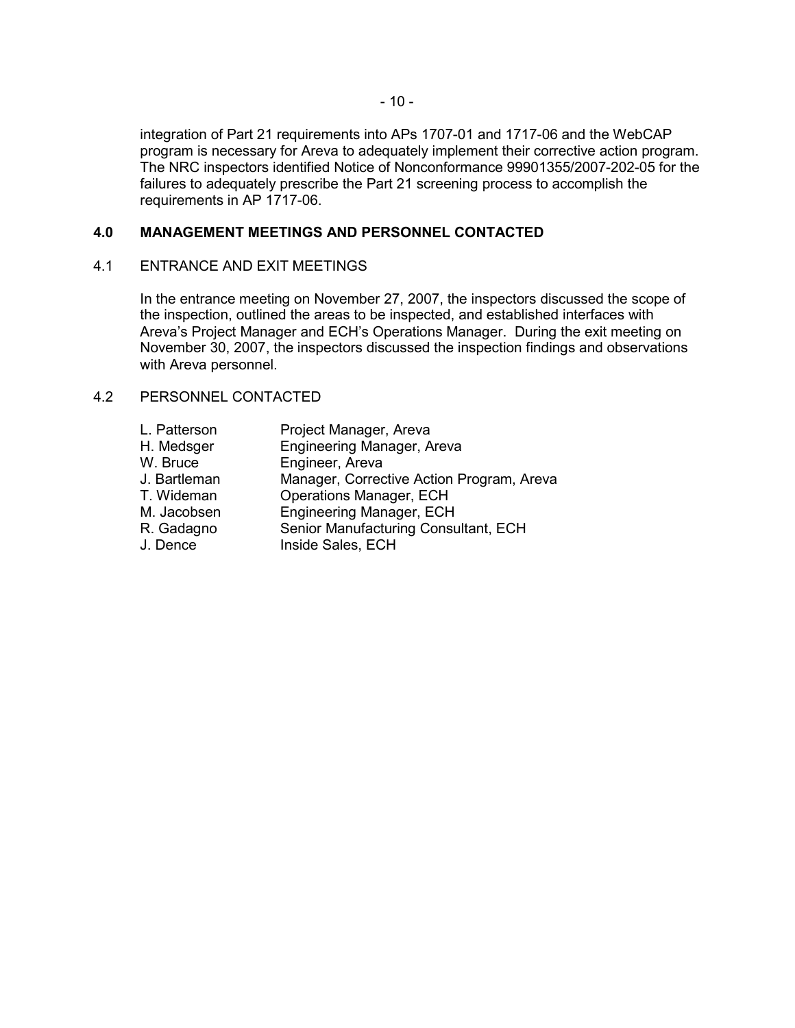integration of Part 21 requirements into APs 1707-01 and 1717-06 and the WebCAP program is necessary for Areva to adequately implement their corrective action program. The NRC inspectors identified Notice of Nonconformance 99901355/2007-202-05 for the failures to adequately prescribe the Part 21 screening process to accomplish the requirements in AP 1717-06.

## 4.0 MANAGEMENT MEETINGS AND PERSONNEL CONTACTED

### 4.1 ENTRANCE AND EXIT MEETINGS

In the entrance meeting on November 27, 2007, the inspectors discussed the scope of the inspection, outlined the areas to be inspected, and established interfaces with Areva's Project Manager and ECH's Operations Manager. During the exit meeting on November 30, 2007, the inspectors discussed the inspection findings and observations with Areva personnel.

### 4.2 PERSONNEL CONTACTED

| | |
|---|---|
| L. Patterson | Project Manager, Areva |
| H. Medsger | Engineering Manager, Areva |
| W. Bruce | Engineer, Areva |
| J. Bartleman | Manager, Corrective Action Program, Areva |
| T. Wideman | Operations Manager, ECH |
| M. Jacobsen | Engineering Manager, ECH |
| R. Gadagno | Senior Manufacturing Consultant, ECH |
| J. Dence | Inside Sales, ECH |